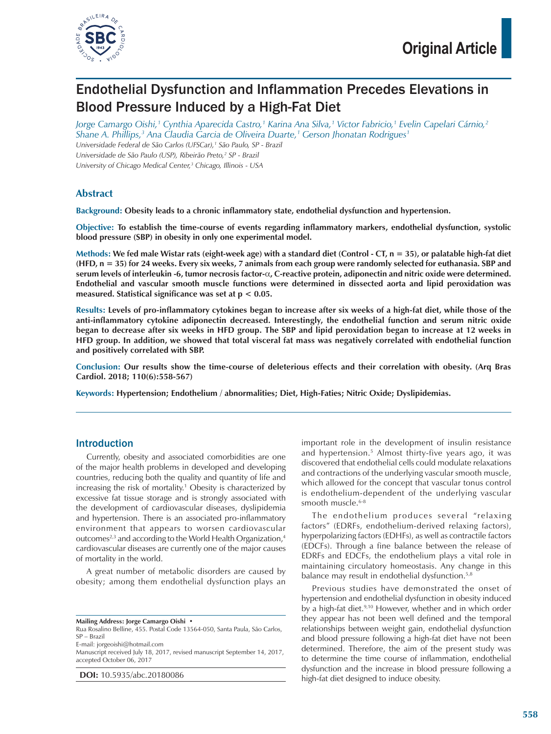Original Article

# Endothelial Dysfunction and Inflammation Precedes Elevations in Blood Pressure Induced by a High-Fat Diet

*Jorge Camargo Oishi,[1] Cynthia Aparecida Castro,[1] Karina Ana Silva,[1] Victor Fabricio,[1] Evelin Capelari Cárnio,[2] Shane A. Phillips,[3] Ana Claudia Garcia de Oliveira Duarte,[1] Gerson Jhonatan Rodrigues[1]*

*Universidade Federal de São Carlos (UFSCar),[1] São Paulo, SP - Brazil*

*Universidade de São Paulo (USP), Ribeirão Preto,[2] SP - Brazil*

*University of Chicago Medical Center,[3] Chicago, Illinois - USA*

## Abstract

**Background:** **Obesity leads to a chronic inflammatory state, endothelial dysfunction and hypertension.**

**Objective:** **To establish the time-course of events regarding inflammatory markers, endothelial dysfunction, systolic blood pressure (SBP) in obesity in only one experimental model.**

**Methods:** **We fed male Wistar rats (eight-week age) with a standard diet (Control - CT, n = 35), or palatable high-fat diet (HFD, n = 35) for 24 weeks. Every six weeks, 7 animals from each group were randomly selected for euthanasia. SBP and serum levels of interleukin -6, tumor necrosis factor-α, C-reactive protein, adiponectin and nitric oxide were determined. Endothelial and vascular smooth muscle functions were determined in dissected aorta and lipid peroxidation was measured. Statistical significance was set at $p < 0.05$.**

**Results:** **Levels of pro-inflammatory cytokines began to increase after six weeks of a high-fat diet, while those of the anti-inflammatory cytokine adiponectin decreased. Interestingly, the endothelial function and serum nitric oxide began to decrease after six weeks in HFD group. The SBP and lipid peroxidation began to increase at 12 weeks in HFD group. In addition, we showed that total visceral fat mass was negatively correlated with endothelial function and positively correlated with SBP.**

**Conclusion:** **Our results show the time-course of deleterious effects and their correlation with obesity. (Arq Bras Cardiol. 2018; 110(6):558-567)**

**Keywords:** **Hypertension; Endothelium / abnormalities; Diet, High-Faties; Nitric Oxide; Dyslipidemias.**

## Introduction

Currently, obesity and associated comorbidities are one of the major health problems in developed and developing countries, reducing both the quality and quantity of life and increasing the risk of mortality.[1] Obesity is characterized by excessive fat tissue storage and is strongly associated with the development of cardiovascular diseases, dyslipidemia and hypertension. There is an associated pro-inflammatory environment that appears to worsen cardiovascular outcomes[2,3] and according to the World Health Organization,[4] cardiovascular diseases are currently one of the major causes of mortality in the world.

A great number of metabolic disorders are caused by obesity; among them endothelial dysfunction plays an important role in the development of insulin resistance and hypertension.[5] Almost thirty-five years ago, it was discovered that endothelial cells could modulate relaxations and contractions of the underlying vascular smooth muscle, which allowed for the concept that vascular tonus control is endothelium-dependent of the underlying vascular smooth muscle.[6-8]

The endothelium produces several "relaxing factors" (EDRFs, endothelium-derived relaxing factors), hyperpolarizing factors (EDHFs), as well as contractile factors (EDCFs). Through a fine balance between the release of EDRFs and EDCFs, the endothelium plays a vital role in maintaining circulatory homeostasis. Any change in this balance may result in endothelial dysfunction.[5,8]

Previous studies have demonstrated the onset of hypertension and endothelial dysfunction in obesity induced by a high-fat diet.[9,10] However, whether and in which order they appear has not been well defined and the temporal relationships between weight gain, endothelial dysfunction and blood pressure following a high-fat diet have not been determined. Therefore, the aim of the present study was to determine the time course of inflammation, endothelial dysfunction and the increase in blood pressure following a high-fat diet designed to induce obesity.

**Mailing Address: Jorge Camargo Oishi** •
Rua Rosalino Belline, 455. Postal Code 13564-050, Santa Paula, São Carlos, SP – Brazil
E-mail: jorgeoishi@hotmail.com
Manuscript received July 18, 2017, revised manuscript September 14, 2017, accepted October 06, 2017

**DOI:** 10.5935/abc.20180086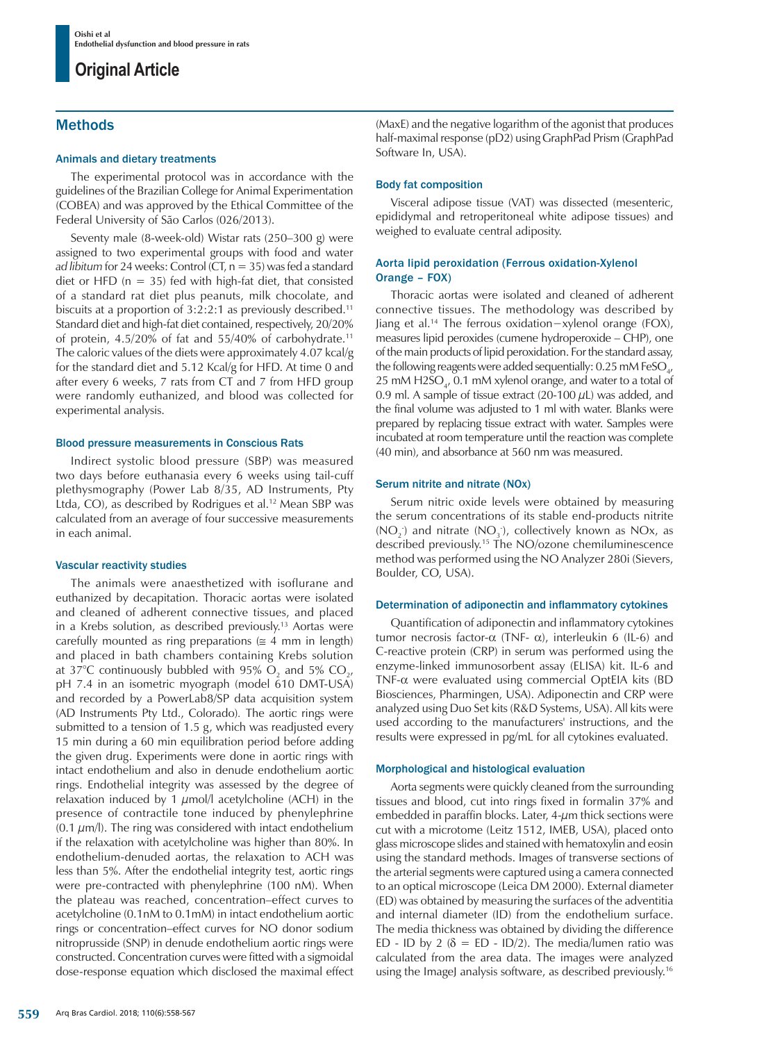## Methods

### Animals and dietary treatments

The experimental protocol was in accordance with the guidelines of the Brazilian College for Animal Experimentation (COBEA) and was approved by the Ethical Committee of the Federal University of São Carlos (026/2013).

Seventy male (8-week-old) Wistar rats (250–300 g) were assigned to two experimental groups with food and water *ad libitum* for 24 weeks: Control (CT, n = 35) was fed a standard diet or HFD (n = 35) fed with high-fat diet, that consisted of a standard rat diet plus peanuts, milk chocolate, and biscuits at a proportion of 3:2:2:1 as previously described.[11] Standard diet and high-fat diet contained, respectively, 20/20% of protein, 4.5/20% of fat and 55/40% of carbohydrate.[11] The caloric values of the diets were approximately 4.07 kcal/g for the standard diet and 5.12 Kcal/g for HFD. At time 0 and after every 6 weeks, 7 rats from CT and 7 from HFD group were randomly euthanized, and blood was collected for experimental analysis.

### Blood pressure measurements in Conscious Rats

Indirect systolic blood pressure (SBP) was measured two days before euthanasia every 6 weeks using tail-cuff plethysmography (Power Lab 8/35, AD Instruments, Pty Ltda, CO), as described by Rodrigues et al.[12] Mean SBP was calculated from an average of four successive measurements in each animal.

### Vascular reactivity studies

The animals were anaesthetized with isoflurane and euthanized by decapitation. Thoracic aortas were isolated and cleaned of adherent connective tissues, and placed in a Krebs solution, as described previously.[13] Aortas were carefully mounted as ring preparations (≅ 4 mm in length) and placed in bath chambers containing Krebs solution at 37°C continuously bubbled with 95% $O_2$ and 5% $CO_2$, pH 7.4 in an isometric myograph (model 610 DMT-USA) and recorded by a PowerLab8/SP data acquisition system (AD Instruments Pty Ltd., Colorado). The aortic rings were submitted to a tension of 1.5 g, which was readjusted every 15 min during a 60 min equilibration period before adding the given drug. Experiments were done in aortic rings with intact endothelium and also in denude endothelium aortic rings. Endothelial integrity was assessed by the degree of relaxation induced by 1 $\mu$mol/l acetylcholine (ACH) in the presence of contractile tone induced by phenylephrine (0.1 $\mu$m/l). The ring was considered with intact endothelium if the relaxation with acetylcholine was higher than 80%. In endothelium-denuded aortas, the relaxation to ACH was less than 5%. After the endothelial integrity test, aortic rings were pre-contracted with phenylephrine (100 nM). When the plateau was reached, concentration–effect curves to acetylcholine (0.1nM to 0.1mM) in intact endothelium aortic rings or concentration–effect curves for NO donor sodium nitroprusside (SNP) in denude endothelium aortic rings were constructed. Concentration curves were fitted with a sigmoidal dose-response equation which disclosed the maximal effect (MaxE) and the negative logarithm of the agonist that produces half-maximal response (pD2) using GraphPad Prism (GraphPad Software In, USA).

### Body fat composition

Visceral adipose tissue (VAT) was dissected (mesenteric, epididymal and retroperitoneal white adipose tissues) and weighed to evaluate central adiposity.

### Aorta lipid peroxidation (Ferrous oxidation-Xylenol Orange – FOX)

Thoracic aortas were isolated and cleaned of adherent connective tissues. The methodology was described by Jiang et al.[14] The ferrous oxidation−xylenol orange (FOX), measures lipid peroxides (cumene hydroperoxide – CHP), one of the main products of lipid peroxidation. For the standard assay, the following reagents were added sequentially: 0.25 mM $FeSO_4$, 25 mM $H_2SO_4$, 0.1 mM xylenol orange, and water to a total of 0.9 ml. A sample of tissue extract (20-100 $\mu$L) was added, and the final volume was adjusted to 1 ml with water. Blanks were prepared by replacing tissue extract with water. Samples were incubated at room temperature until the reaction was complete (40 min), and absorbance at 560 nm was measured.

### Serum nitrite and nitrate (NOx)

Serum nitric oxide levels were obtained by measuring the serum concentrations of its stable end-products nitrite ($NO_2^-$) and nitrate ($NO_3^-$), collectively known as NOx, as described previously.[15] The NO/ozone chemiluminescence method was performed using the NO Analyzer 280i (Sievers, Boulder, CO, USA).

### Determination of adiponectin and inflammatory cytokines

Quantification of adiponectin and inflammatory cytokines tumor necrosis factor-α (TNF- α), interleukin 6 (IL-6) and C-reactive protein (CRP) in serum was performed using the enzyme-linked immunosorbent assay (ELISA) kit. IL-6 and TNF-α were evaluated using commercial OptEIA kits (BD Biosciences, Pharmingen, USA). Adiponectin and CRP were analyzed using Duo Set kits (R&D Systems, USA). All kits were used according to the manufacturers' instructions, and the results were expressed in pg/mL for all cytokines evaluated.

### Morphological and histological evaluation

Aorta segments were quickly cleaned from the surrounding tissues and blood, cut into rings fixed in formalin 37% and embedded in paraffin blocks. Later, 4-$\mu$m thick sections were cut with a microtome (Leitz 1512, IMEB, USA), placed onto glass microscope slides and stained with hematoxylin and eosin using the standard methods. Images of transverse sections of the arterial segments were captured using a camera connected to an optical microscope (Leica DM 2000). External diameter (ED) was obtained by measuring the surfaces of the adventitia and internal diameter (ID) from the endothelium surface. The media thickness was obtained by dividing the difference ED - ID by 2 ($\delta$ = ED - ID/2). The media/lumen ratio was calculated from the area data. The images were analyzed using the ImageJ analysis software, as described previously.[16]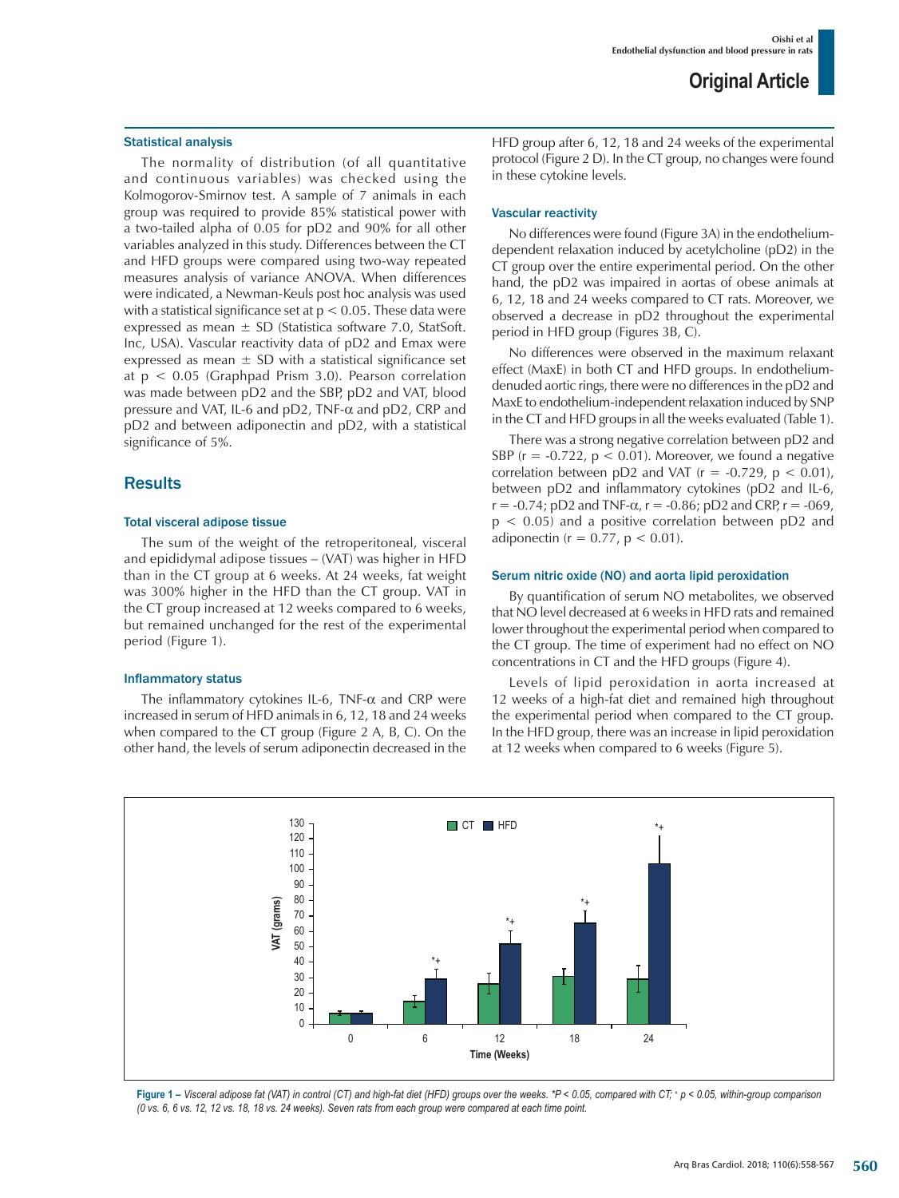### Statistical analysis

The normality of distribution (of all quantitative and continuous variables) was checked using the Kolmogorov-Smirnov test. A sample of 7 animals in each group was required to provide 85% statistical power with a two-tailed alpha of 0.05 for pD2 and 90% for all other variables analyzed in this study. Differences between the CT and HFD groups were compared using two-way repeated measures analysis of variance ANOVA. When differences were indicated, a Newman-Keuls post hoc analysis was used with a statistical significance set at $p < 0.05$. These data were expressed as mean ± SD (Statistica software 7.0, StatSoft. Inc, USA). Vascular reactivity data of pD2 and Emax were expressed as mean ± SD with a statistical significance set at $p < 0.05$ (Graphpad Prism 3.0). Pearson correlation was made between pD2 and the SBP, pD2 and VAT, blood pressure and VAT, IL-6 and pD2, TNF-α and pD2, CRP and pD2 and between adiponectin and pD2, with a statistical significance of 5%.

## Results

### Total visceral adipose tissue

The sum of the weight of the retroperitoneal, visceral and epididymal adipose tissues – (VAT) was higher in HFD than in the CT group at 6 weeks. At 24 weeks, fat weight was 300% higher in the HFD than the CT group. VAT in the CT group increased at 12 weeks compared to 6 weeks, but remained unchanged for the rest of the experimental period (Figure 1).

### Inflammatory status

The inflammatory cytokines IL-6, TNF-α and CRP were increased in serum of HFD animals in 6, 12, 18 and 24 weeks when compared to the CT group (Figure 2 A, B, C). On the other hand, the levels of serum adiponectin decreased in the HFD group after 6, 12, 18 and 24 weeks of the experimental protocol (Figure 2 D). In the CT group, no changes were found in these cytokine levels.

### Vascular reactivity

No differences were found (Figure 3A) in the endothelium-dependent relaxation induced by acetylcholine (pD2) in the CT group over the entire experimental period. On the other hand, the pD2 was impaired in aortas of obese animals at 6, 12, 18 and 24 weeks compared to CT rats. Moreover, we observed a decrease in pD2 throughout the experimental period in HFD group (Figures 3B, C).

No differences were observed in the maximum relaxant effect (MaxE) in both CT and HFD groups. In endothelium-denuded aortic rings, there were no differences in the pD2 and MaxE to endothelium-independent relaxation induced by SNP in the CT and HFD groups in all the weeks evaluated (Table 1).

There was a strong negative correlation between pD2 and SBP ($r = -0.722$, $p < 0.01$). Moreover, we found a negative correlation between pD2 and VAT ($r = -0.729$, $p < 0.01$), between pD2 and inflammatory cytokines (pD2 and IL-6, $r = -0.74$; pD2 and TNF-α, $r = -0.86$; pD2 and CRP, $r = -069$, $p < 0.05$) and a positive correlation between pD2 and adiponectin ($r = 0.77$, $p < 0.01$).

### Serum nitric oxide (NO) and aorta lipid peroxidation

By quantification of serum NO metabolites, we observed that NO level decreased at 6 weeks in HFD rats and remained lower throughout the experimental period when compared to the CT group. The time of experiment had no effect on NO concentrations in CT and the HFD groups (Figure 4).

Levels of lipid peroxidation in aorta increased at 12 weeks of a high-fat diet and remained high throughout the experimental period when compared to the CT group. In the HFD group, there was an increase in lipid peroxidation at 12 weeks when compared to 6 weeks (Figure 5).

**Figure 1 –** *Visceral adipose fat (VAT) in control (CT) and high-fat diet (HFD) groups over the weeks. *P < 0.05, compared with CT; + p < 0.05, within-group comparison (0 vs. 6, 6 vs. 12, 12 vs. 18, 18 vs. 24 weeks). Seven rats from each group were compared at each time point.*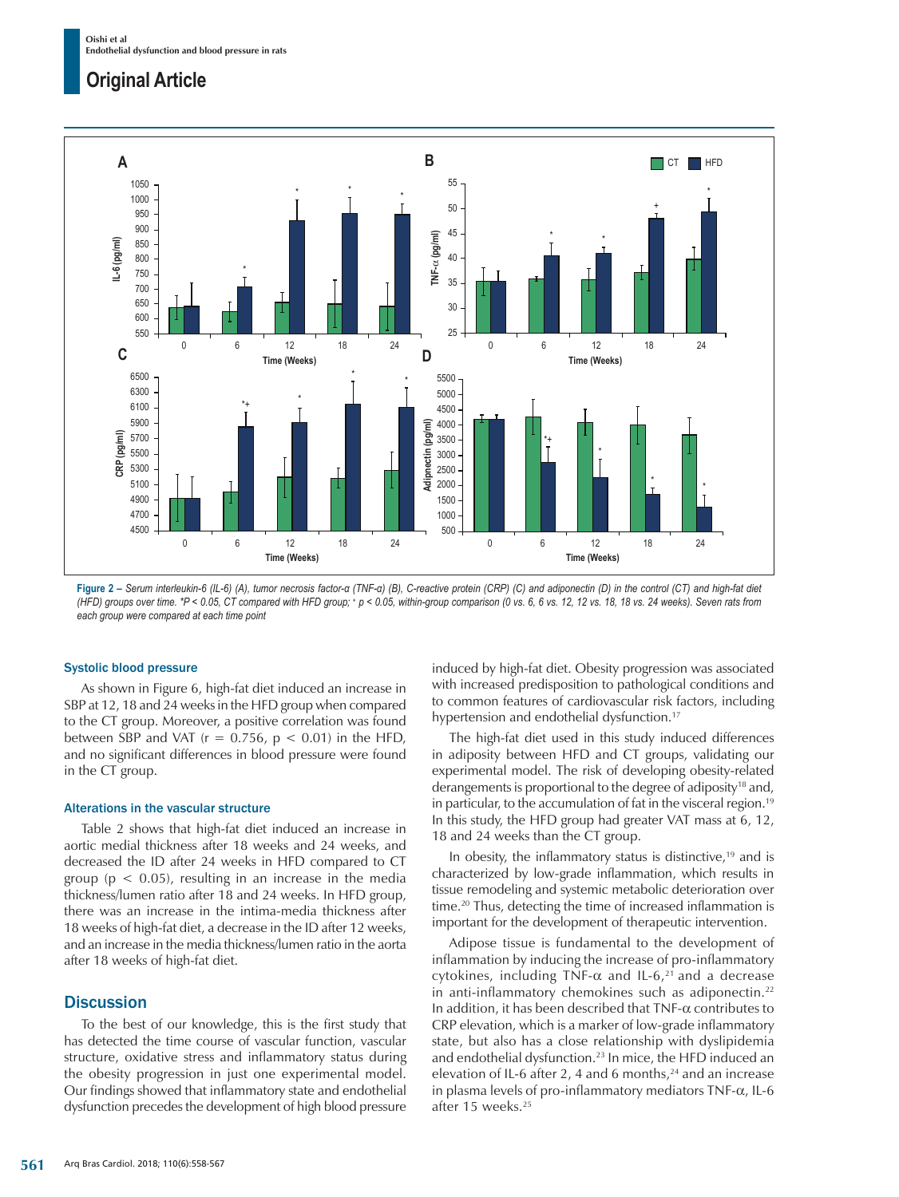Figure 2 – *Serum interleukin-6 (IL-6) (A), tumor necrosis factor-α (TNF-α) (B), C-reactive protein (CRP) (C) and adiponectin (D) in the control (CT) and high-fat diet (HFD) groups over time. *P < 0.05, CT compared with HFD group; + p < 0.05, within-group comparison (0 vs. 6, 6 vs. 12, 12 vs. 18, 18 vs. 24 weeks). Seven rats from each group were compared at each time point*

### Systolic blood pressure

As shown in Figure 6, high-fat diet induced an increase in SBP at 12, 18 and 24 weeks in the HFD group when compared to the CT group. Moreover, a positive correlation was found between SBP and VAT ($r = 0.756$, $p < 0.01$) in the HFD, and no significant differences in blood pressure were found in the CT group.

### Alterations in the vascular structure

Table 2 shows that high-fat diet induced an increase in aortic medial thickness after 18 weeks and 24 weeks, and decreased the ID after 24 weeks in HFD compared to CT group ($p < 0.05$), resulting in an increase in the media thickness/lumen ratio after 18 and 24 weeks. In HFD group, there was an increase in the intima-media thickness after 18 weeks of high-fat diet, a decrease in the ID after 12 weeks, and an increase in the media thickness/lumen ratio in the aorta after 18 weeks of high-fat diet.

## Discussion

To the best of our knowledge, this is the first study that has detected the time course of vascular function, vascular structure, oxidative stress and inflammatory status during the obesity progression in just one experimental model. Our findings showed that inflammatory state and endothelial dysfunction precedes the development of high blood pressure induced by high-fat diet. Obesity progression was associated with increased predisposition to pathological conditions and to common features of cardiovascular risk factors, including hypertension and endothelial dysfunction.[17]

The high-fat diet used in this study induced differences in adiposity between HFD and CT groups, validating our experimental model. The risk of developing obesity-related derangements is proportional to the degree of adiposity[18] and, in particular, to the accumulation of fat in the visceral region.[19] In this study, the HFD group had greater VAT mass at 6, 12, 18 and 24 weeks than the CT group.

In obesity, the inflammatory status is distinctive,[19] and is characterized by low-grade inflammation, which results in tissue remodeling and systemic metabolic deterioration over time.[20] Thus, detecting the time of increased inflammation is important for the development of therapeutic intervention.

Adipose tissue is fundamental to the development of inflammation by inducing the increase of pro-inflammatory cytokines, including TNF-α and IL-6,[21] and a decrease in anti-inflammatory chemokines such as adiponectin.[22] In addition, it has been described that TNF-α contributes to CRP elevation, which is a marker of low-grade inflammatory state, but also has a close relationship with dyslipidemia and endothelial dysfunction.[23] In mice, the HFD induced an elevation of IL-6 after 2, 4 and 6 months,[24] and an increase in plasma levels of pro-inflammatory mediators TNF-α, IL-6 after 15 weeks.[25]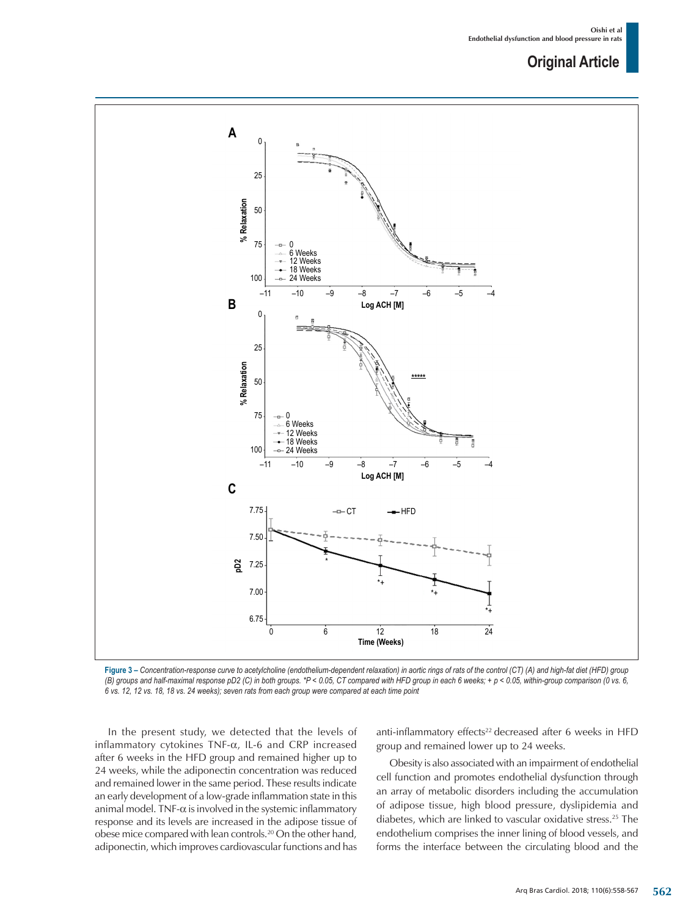Figure 3 – Concentration-response curve to acetylcholine (endothelium-dependent relaxation) in aortic rings of rats of the control (CT) (A) and high-fat diet (HFD) group (B) groups and half-maximal response pD2 (C) in both groups. *P < 0.05, CT compared with HFD group in each 6 weeks; + p < 0.05, within-group comparison (0 vs. 6, 6 vs. 12, 12 vs. 18, 18 vs. 24 weeks); seven rats from each group were compared at each time point

In the present study, we detected that the levels of inflammatory cytokines TNF-α, IL-6 and CRP increased after 6 weeks in the HFD group and remained higher up to 24 weeks, while the adiponectin concentration was reduced and remained lower in the same period. These results indicate an early development of a low-grade inflammation state in this animal model. TNF-α is involved in the systemic inflammatory response and its levels are increased in the adipose tissue of obese mice compared with lean controls.[20] On the other hand, adiponectin, which improves cardiovascular functions and has anti-inflammatory effects[22] decreased after 6 weeks in HFD group and remained lower up to 24 weeks.

Obesity is also associated with an impairment of endothelial cell function and promotes endothelial dysfunction through an array of metabolic disorders including the accumulation of adipose tissue, high blood pressure, dyslipidemia and diabetes, which are linked to vascular oxidative stress.[25] The endothelium comprises the inner lining of blood vessels, and forms the interface between the circulating blood and the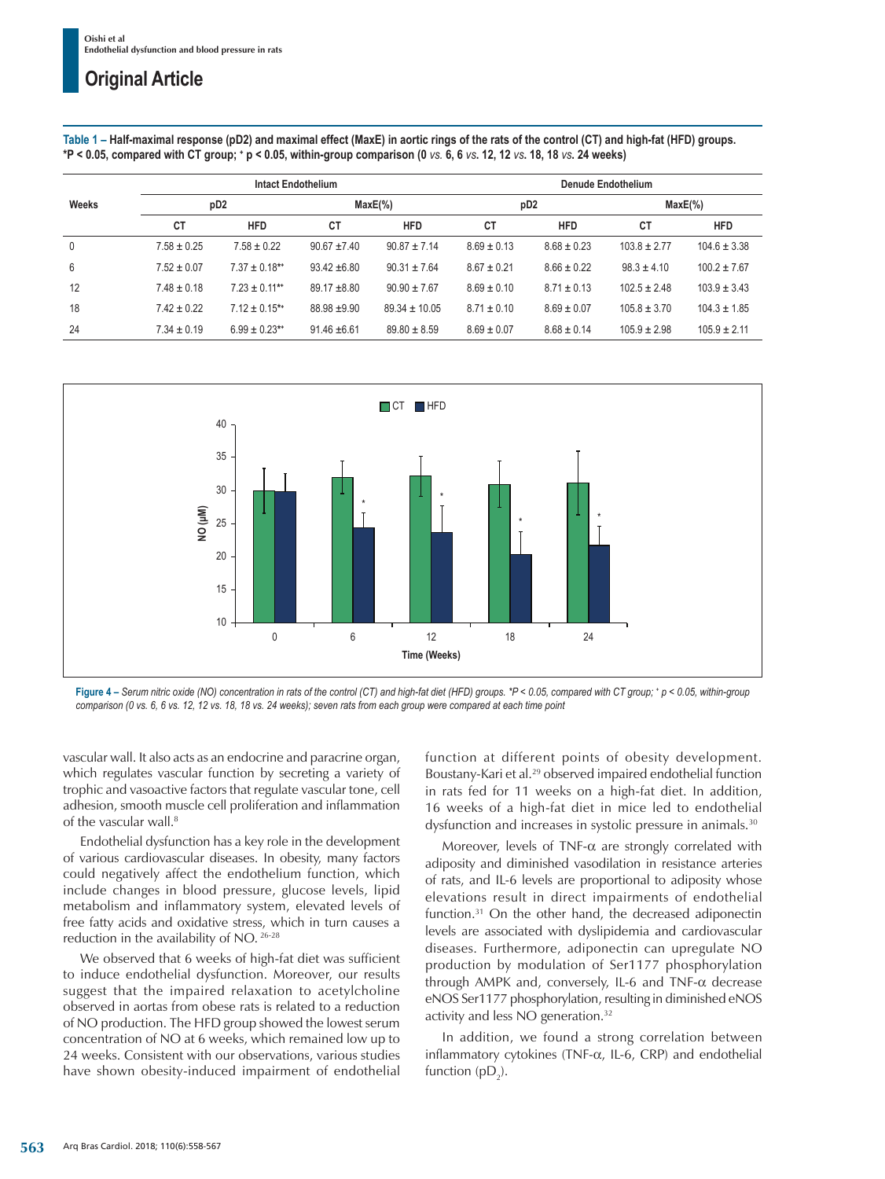**Table 1 – Half-maximal response (pD2) and maximal effect (MaxE) in aortic rings of the rats of the control (CT) and high-fat (HFD) groups. *P < 0.05, compared with CT group; + p < 0.05, within-group comparison (0 *vs.* 6, 6 *vs.* 12, 12 *vs.* 18, 18 *vs.* 24 weeks)**

| Weeks | Intact Endothelium | | | | Denude Endothelium | | | |
|---|---|---|---|---|---|---|---|---|
| | pD2 | | MaxE(%) | | pD2 | | MaxE(%) | |
| | CT | HFD | CT | HFD | CT | HFD | CT | HFD |
| 0 | 7.58 ± 0.25 | 7.58 ± 0.22 | 90.67 ±7.40 | 90.87 ± 7.14 | 8.69 ± 0.13 | 8.68 ± 0.23 | 103.8 ± 2.77 | 104.6 ± 3.38 |
| 6 | 7.52 ± 0.07 | 7.37 ± 0.18*+ | 93.42 ±6.80 | 90.31 ± 7.64 | 8.67 ± 0.21 | 8.66 ± 0.22 | 98.3 ± 4.10 | 100.2 ± 7.67 |
| 12 | 7.48 ± 0.18 | 7.23 ± 0.11*+ | 89.17 ±8.80 | 90.90 ± 7.67 | 8.69 ± 0.10 | 8.71 ± 0.13 | 102.5 ± 2.48 | 103.9 ± 3.43 |
| 18 | 7.42 ± 0.22 | 7.12 ± 0.15*+ | 88.98 ±9.90 | 89.34 ± 10.05 | 8.71 ± 0.10 | 8.69 ± 0.07 | 105.8 ± 3.70 | 104.3 ± 1.85 |
| 24 | 7.34 ± 0.19 | 6.99 ± 0.23*+ | 91.46 ±6.61 | 89.80 ± 8.59 | 8.69 ± 0.07 | 8.68 ± 0.14 | 105.9 ± 2.98 | 105.9 ± 2.11 |

**Figure 4 –** *Serum nitric oxide (NO) concentration in rats of the control (CT) and high-fat diet (HFD) groups. *P < 0.05, compared with CT group; + p < 0.05, within-group comparison (0 vs. 6, 6 vs. 12, 12 vs. 18, 18 vs. 24 weeks); seven rats from each group were compared at each time point*

vascular wall. It also acts as an endocrine and paracrine organ, which regulates vascular function by secreting a variety of trophic and vasoactive factors that regulate vascular tone, cell adhesion, smooth muscle cell proliferation and inflammation of the vascular wall.[8]

Endothelial dysfunction has a key role in the development of various cardiovascular diseases. In obesity, many factors could negatively affect the endothelium function, which include changes in blood pressure, glucose levels, lipid metabolism and inflammatory system, elevated levels of free fatty acids and oxidative stress, which in turn causes a reduction in the availability of NO.[26-28]

We observed that 6 weeks of high-fat diet was sufficient to induce endothelial dysfunction. Moreover, our results suggest that the impaired relaxation to acetylcholine observed in aortas from obese rats is related to a reduction of NO production. The HFD group showed the lowest serum concentration of NO at 6 weeks, which remained low up to 24 weeks. Consistent with our observations, various studies have shown obesity-induced impairment of endothelial function at different points of obesity development. Boustany-Kari et al.[29] observed impaired endothelial function in rats fed for 11 weeks on a high-fat diet. In addition, 16 weeks of a high-fat diet in mice led to endothelial dysfunction and increases in systolic pressure in animals.[30]

Moreover, levels of TNF-α are strongly correlated with adiposity and diminished vasodilation in resistance arteries of rats, and IL-6 levels are proportional to adiposity whose elevations result in direct impairments of endothelial function.[31] On the other hand, the decreased adiponectin levels are associated with dyslipidemia and cardiovascular diseases. Furthermore, adiponectin can upregulate NO production by modulation of Ser1177 phosphorylation through AMPK and, conversely, IL-6 and TNF-α decrease eNOS Ser1177 phosphorylation, resulting in diminished eNOS activity and less NO generation.[32]

In addition, we found a strong correlation between inflammatory cytokines (TNF-α, IL-6, CRP) and endothelial function ($pD_2$).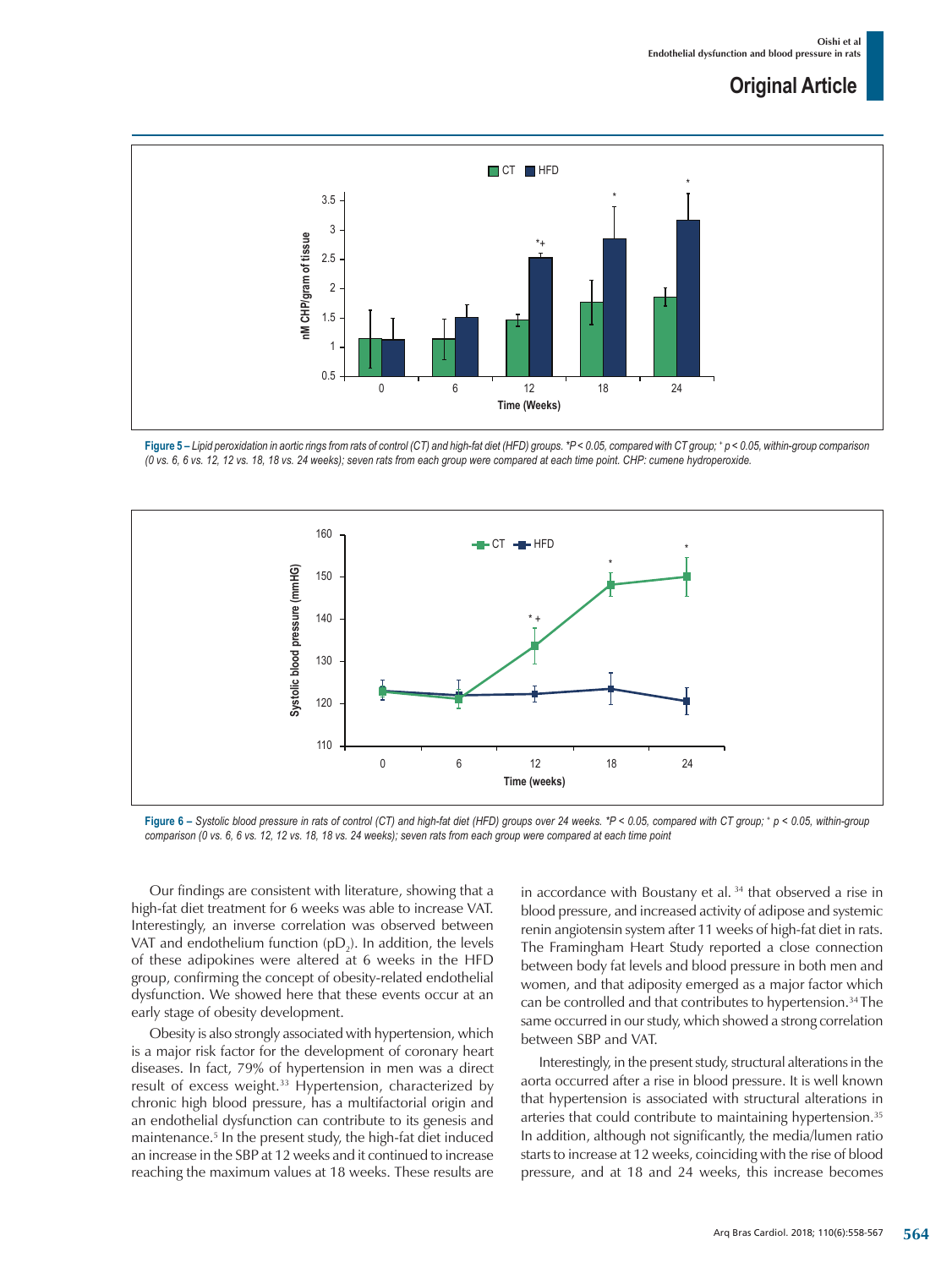Figure 5 – Lipid peroxidation in aortic rings from rats of control (CT) and high-fat diet (HFD) groups. *P < 0.05, compared with CT group; + p < 0.05, within-group comparison (0 vs. 6, 6 vs. 12, 12 vs. 18, 18 vs. 24 weeks); seven rats from each group were compared at each time point. CHP: cumene hydroperoxide.

Figure 6 – Systolic blood pressure in rats of control (CT) and high-fat diet (HFD) groups over 24 weeks. *P < 0.05, compared with CT group; + p < 0.05, within-group comparison (0 vs. 6, 6 vs. 12, 12 vs. 18, 18 vs. 24 weeks); seven rats from each group were compared at each time point

Our findings are consistent with literature, showing that a high-fat diet treatment for 6 weeks was able to increase VAT. Interestingly, an inverse correlation was observed between VAT and endothelial function ($pD_2$). In addition, the levels of these adipokines were altered at 6 weeks in the HFD group, confirming the concept of obesity-related endothelial dysfunction. We showed here that these events occur at an early stage of obesity development.

Obesity is also strongly associated with hypertension, which is a major risk factor for the development of coronary heart diseases. In fact, 79% of hypertension in men was a direct result of excess weight.[33] Hypertension, characterized by chronic high blood pressure, has a multifactorial origin and an endothelial dysfunction can contribute to its genesis and maintenance.[5] In the present study, the high-fat diet induced an increase in the SBP at 12 weeks and it continued to increase reaching the maximum values at 18 weeks. These results are in accordance with Boustany et al. [34] that observed a rise in blood pressure, and increased activity of adipose and systemic renin angiotensin system after 11 weeks of high-fat diet in rats. The Framingham Heart Study reported a close connection between body fat levels and blood pressure in both men and women, and that adiposity emerged as a major factor which can be controlled and that contributes to hypertension.[34] The same occurred in our study, which showed a strong correlation between SBP and VAT.

Interestingly, in the present study, structural alterations in the aorta occurred after a rise in blood pressure. It is well known that hypertension is associated with structural alterations in arteries that could contribute to maintaining hypertension.[35] In addition, although not significantly, the media/lumen ratio starts to increase at 12 weeks, coinciding with the rise of blood pressure, and at 18 and 24 weeks, this increase becomes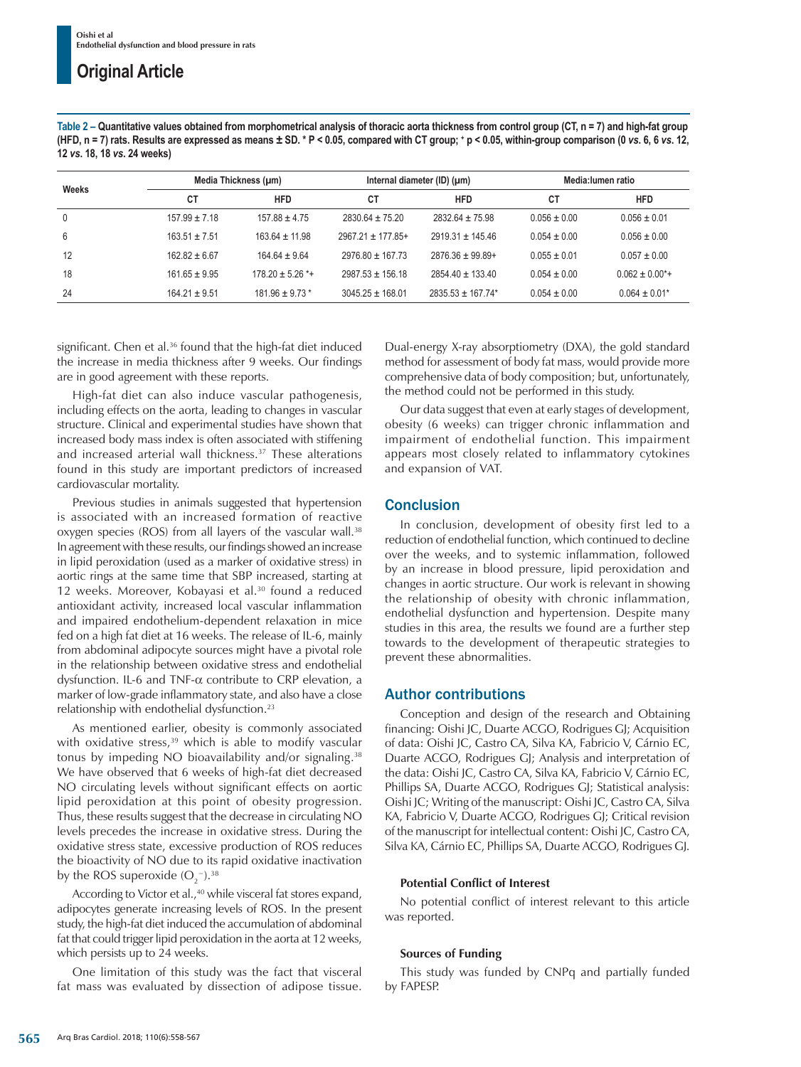**Table 2 – Quantitative values obtained from morphometrical analysis of thoracic aorta thickness from control group (CT, n = 7) and high-fat group (HFD, n = 7) rats. Results are expressed as means ± SD. * P < 0.05, compared with CT group; + p < 0.05, within-group comparison (0 *vs.* 6, 6 *vs.* 12, 12 *vs.* 18, 18 *vs.* 24 weeks)**

| Weeks | Media Thickness (µm) | | Internal diameter (ID) (µm) | | Media:lumen ratio | |
|---|---|---|---|---|---|---|
| | CT | HFD | CT | HFD | CT | HFD |
| 0 | 157.99 ± 7.18 | 157.88 ± 4.75 | 2830.64 ± 75.20 | 2832.64 ± 75.98 | 0.056 ± 0.00 | 0.056 ± 0.01 |
| 6 | 163.51 ± 7.51 | 163.64 ± 11.98 | 2967.21 ± 177.85+ | 2919.31 ± 145.46 | 0.054 ± 0.00 | 0.056 ± 0.00 |
| 12 | 162.82 ± 6.67 | 164.64 ± 9.64 | 2976.80 ± 167.73 | 2876.36 ± 99.89+ | 0.055 ± 0.01 | 0.057 ± 0.00 |
| 18 | 161.65 ± 9.95 | 178.20 ± 5.26 *+ | 2987.53 ± 156.18 | 2854.40 ± 133.40 | 0.054 ± 0.00 | 0.062 ± 0.00*+ |
| 24 | 164.21 ± 9.51 | 181.96 ± 9.73 * | 3045.25 ± 168.01 | 2835.53 ± 167.74* | 0.054 ± 0.00 | 0.064 ± 0.01* |

significant. Chen et al.[36] found that the high-fat diet induced the increase in media thickness after 9 weeks. Our findings are in good agreement with these reports.

High-fat diet can also induce vascular pathogenesis, including effects on the aorta, leading to changes in vascular structure. Clinical and experimental studies have shown that increased body mass index is often associated with stiffening and increased arterial wall thickness.[37] These alterations found in this study are important predictors of increased cardiovascular mortality.

Previous studies in animals suggested that hypertension is associated with an increased formation of reactive oxygen species (ROS) from all layers of the vascular wall.[38] In agreement with these results, our findings showed an increase in lipid peroxidation (used as a marker of oxidative stress) in aortic rings at the same time that SBP increased, starting at 12 weeks. Moreover, Kobayasi et al.[30] found a reduced antioxidant activity, increased local vascular inflammation and impaired endothelium-dependent relaxation in mice fed on a high fat diet at 16 weeks. The release of IL-6, mainly from abdominal adipocyte sources might have a pivotal role in the relationship between oxidative stress and endothelial dysfunction. IL-6 and TNF-α contribute to CRP elevation, a marker of low-grade inflammatory state, and also have a close relationship with endothelial dysfunction.[23]

As mentioned earlier, obesity is commonly associated with oxidative stress,[39] which is able to modify vascular tonus by impeding NO bioavailability and/or signaling.[38] We have observed that 6 weeks of high-fat diet decreased NO circulating levels without significant effects on aortic lipid peroxidation at this point of obesity progression. Thus, these results suggest that the decrease in circulating NO levels precedes the increase in oxidative stress. During the oxidative stress state, excessive production of ROS reduces the bioactivity of NO due to its rapid oxidative inactivation by the ROS superoxide ($O_2^-$).[38]

According to Victor et al.,[40] while visceral fat stores expand, adipocytes generate increasing levels of ROS. In the present study, the high-fat diet induced the accumulation of abdominal fat that could trigger lipid peroxidation in the aorta at 12 weeks, which persists up to 24 weeks.

One limitation of this study was the fact that visceral fat mass was evaluated by dissection of adipose tissue. Dual-energy X-ray absorptiometry (DXA), the gold standard method for assessment of body fat mass, would provide more comprehensive data of body composition; but, unfortunately, the method could not be performed in this study.

Our data suggest that even at early stages of development, obesity (6 weeks) can trigger chronic inflammation and impairment of endothelial function. This impairment appears most closely related to inflammatory cytokines and expansion of VAT.

## Conclusion

In conclusion, development of obesity first led to a reduction of endothelial function, which continued to decline over the weeks, and to systemic inflammation, followed by an increase in blood pressure, lipid peroxidation and changes in aortic structure. Our work is relevant in showing the relationship of obesity with chronic inflammation, endothelial dysfunction and hypertension. Despite many studies in this area, the results we found are a further step towards the development of therapeutic strategies to prevent these abnormalities.

## Author contributions

Conception and design of the research and Obtaining financing: Oishi JC, Duarte ACGO, Rodrigues GJ; Acquisition of data: Oishi JC, Castro CA, Silva KA, Fabricio V, Cárnio EC, Duarte ACGO, Rodrigues GJ; Analysis and interpretation of the data: Oishi JC, Castro CA, Silva KA, Fabricio V, Cárnio EC, Phillips SA, Duarte ACGO, Rodrigues GJ; Statistical analysis: Oishi JC; Writing of the manuscript: Oishi JC, Castro CA, Silva KA, Fabricio V, Duarte ACGO, Rodrigues GJ; Critical revision of the manuscript for intellectual content: Oishi JC, Castro CA, Silva KA, Cárnio EC, Phillips SA, Duarte ACGO, Rodrigues GJ.

**Potential Conflict of Interest**

No potential conflict of interest relevant to this article was reported.

**Sources of Funding**

This study was funded by CNPq and partially funded by FAPESP.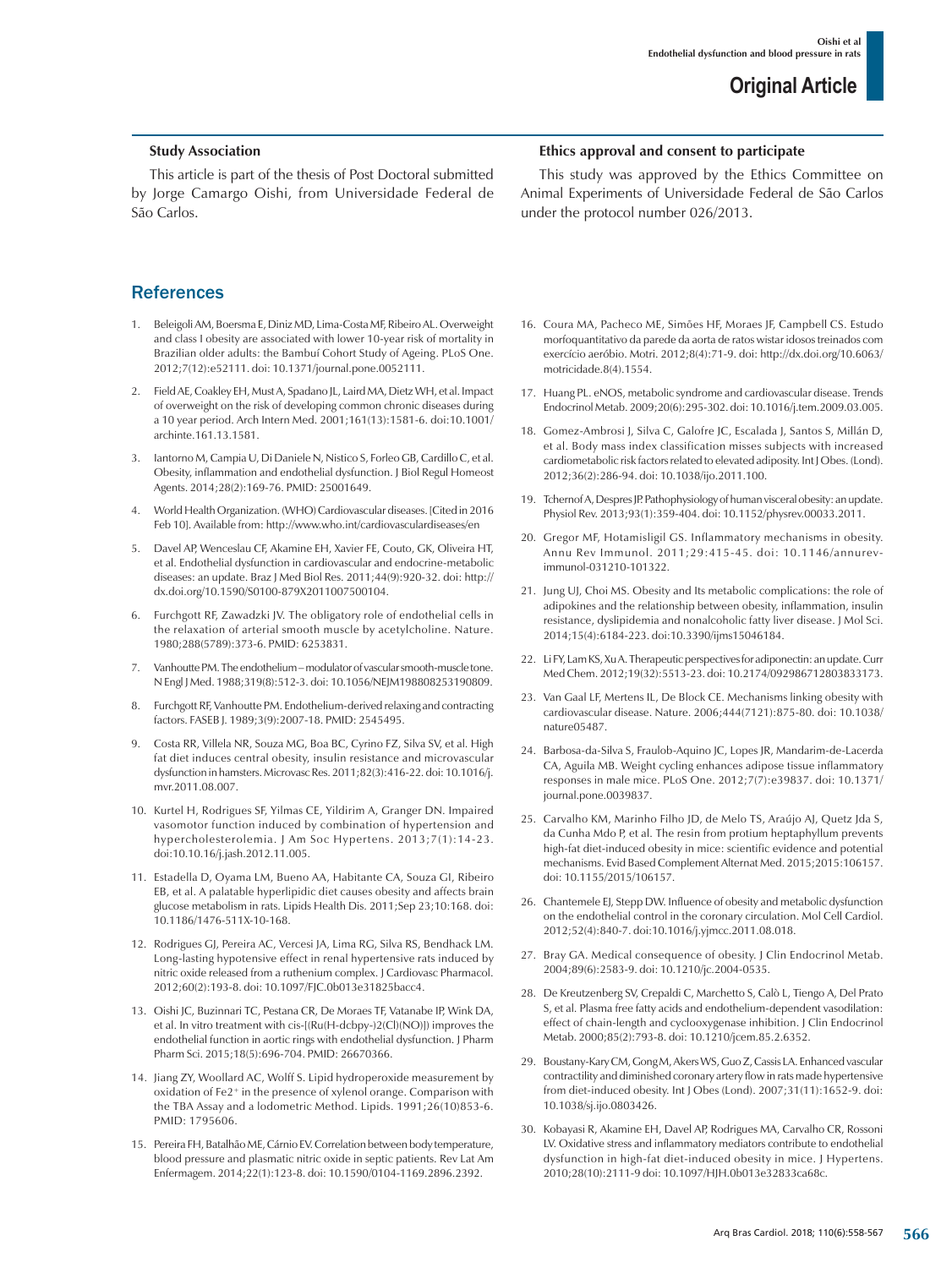**Study Association**

This article is part of the thesis of Post Doctoral submitted by Jorge Camargo Oishi, from Universidade Federal de São Carlos.

**Ethics approval and consent to participate**

This study was approved by the Ethics Committee on Animal Experiments of Universidade Federal de São Carlos under the protocol number 026/2013.

## References

1. Beleigoli AM, Boersma E, Diniz MD, Lima-Costa MF, Ribeiro AL. Overweight and class I obesity are associated with lower 10-year risk of mortality in Brazilian older adults: the Bambuí Cohort Study of Ageing. PLoS One. 2012;7(12):e52111. doi: 10.1371/journal.pone.0052111.
2. Field AE, Coakley EH, Must A, Spadano JL, Laird MA, Dietz WH, et al. Impact of overweight on the risk of developing common chronic diseases during a 10 year period. Arch Intern Med. 2001;161(13):1581-6. doi:10.1001/archinte.161.13.1581.
3. Iantorno M, Campia U, Di Daniele N, Nistico S, Forleo GB, Cardillo C, et al. Obesity, inflammation and endothelial dysfunction. J Biol Regul Homeost Agents. 2014;28(2):169-76. PMID: 25001649.
4. World Health Organization. (WHO) Cardiovascular diseases. [Cited in 2016 Feb 10]. Available from: http://www.who.int/cardiovasculardiseases/en
5. Davel AP, Wenceslau CF, Akamine EH, Xavier FE, Couto, GK, Oliveira HT, et al. Endothelial dysfunction in cardiovascular and endocrine-metabolic diseases: an update. Braz J Med Biol Res. 2011;44(9):920-32. doi: http://dx.doi.org/10.1590/S0100-879X2011007500104.
6. Furchgott RF, Zawadzki JV. The obligatory role of endothelial cells in the relaxation of arterial smooth muscle by acetylcholine. Nature. 1980;288(5789):373-6. PMID: 6253831.
7. Vanhoutte PM. The endothelium – modulator of vascular smooth-muscle tone. N Engl J Med. 1988;319(8):512-3. doi: 10.1056/NEJM198808253190809.
8. Furchgott RF, Vanhoutte PM. Endothelium-derived relaxing and contracting factors. FASEB J. 1989;3(9):2007-18. PMID: 2545495.
9. Costa RR, Villela NR, Souza MG, Boa BC, Cyrino FZ, Silva SV, et al. High fat diet induces central obesity, insulin resistance and microvascular dysfunction in hamsters. Microvasc Res. 2011;82(3):416-22. doi: 10.1016/j.mvr.2011.08.007.
10. Kurtel H, Rodrigues SF, Yilmas CE, Yildirim A, Granger DN. Impaired vasomotor function induced by combination of hypertension and hypercholesterolemia. J Am Soc Hypertens. 2013;7(1):14-23. doi:10.10.16/j.jash.2012.11.005.
11. Estadella D, Oyama LM, Bueno AA, Habitante CA, Souza GI, Ribeiro EB, et al. A palatable hyperlipidic diet causes obesity and affects brain glucose metabolism in rats. Lipids Health Dis. 2011;Sep 23;10:168. doi: 10.1186/1476-511X-10-168.
12. Rodrigues GJ, Pereira AC, Vercesi JA, Lima RG, Silva RS, Bendhack LM. Long-lasting hypotensive effect in renal hypertensive rats induced by nitric oxide released from a ruthenium complex. J Cardiovasc Pharmacol. 2012;60(2):193-8. doi: 10.1097/FJC.0b013e31825bacc4.
13. Oishi JC, Buzinnari TC, Pestana CR, De Moraes TF, Vatanabe IP, Wink DA, et al. In vitro treatment with cis-[(Ru(H-dcbpy-)2(Cl)(NO)]) improves the endothelial function in aortic rings with endothelial dysfunction. J Pharm Pharm Sci. 2015;18(5):696-704. PMID: 26670366.
14. Jiang ZY, Woollard AC, Wolff S. Lipid hydroperoxide measurement by oxidation of $Fe^{2+}$ in the presence of xylenol orange. Comparison with the TBA Assay and a Iodometric Method. Lipids. 1991;26(10)853-6. PMID: 1795606.
15. Pereira FH, Batalhão ME, Cárnio EV. Correlation between body temperature, blood pressure and plasmatic nitric oxide in septic patients. Rev Lat Am Enfermagem. 2014;22(1):123-8. doi: 10.1590/0104-1169.2896.2392.
16. Coura MA, Pacheco ME, Simões HF, Moraes JF, Campbell CS. Estudo morfoquantitativo da parede da aorta de ratos wistar idosos treinados com exercício aeróbio. Motri. 2012;8(4):71-9. doi: http://dx.doi.org/10.6063/motricidade.8(4).1554.
17. Huang PL. eNOS, metabolic syndrome and cardiovascular disease. Trends Endocrinol Metab. 2009;20(6):295-302. doi: 10.1016/j.tem.2009.03.005.
18. Gomez-Ambrosi J, Silva C, Galofre JC, Escalada J, Santos S, Millán D, et al. Body mass index classification misses subjects with increased cardiometabolic risk factors related to elevated adiposity. Int J Obes. (Lond). 2012;36(2):286-94. doi: 10.1038/ijo.2011.100.
19. Tchernof A, Despres JP. Pathophysiology of human visceral obesity: an update. Physiol Rev. 2013;93(1):359-404. doi: 10.1152/physrev.00033.2011.
20. Gregor MF, Hotamisligil GS. Inflammatory mechanisms in obesity. Annu Rev Immunol. 2011;29:415-45. doi: 10.1146/annurev-immunol-031210-101322.
21. Jung UJ, Choi MS. Obesity and Its metabolic complications: the role of adipokines and the relationship between obesity, inflammation, insulin resistance, dyslipidemia and nonalcoholic fatty liver disease. J Mol Sci. 2014;15(4):6184-223. doi:10.3390/ijms15046184.
22. Li FY, Lam KS, Xu A. Therapeutic perspectives for adiponectin: an update. Curr Med Chem. 2012;19(32):5513-23. doi: 10.2174/092986712803833173.
23. Van Gaal LF, Mertens IL, De Block CE. Mechanisms linking obesity with cardiovascular disease. Nature. 2006;444(7121):875-80. doi: 10.1038/nature05487.
24. Barbosa-da-Silva S, Fraulob-Aquino JC, Lopes JR, Mandarim-de-Lacerda CA, Aguila MB. Weight cycling enhances adipose tissue inflammatory responses in male mice. PLoS One. 2012;7(7):e39837. doi: 10.1371/journal.pone.0039837.
25. Carvalho KM, Marinho Filho JD, de Melo TS, Araújo AJ, Quetz Jda S, da Cunha Mdo P, et al. The resin from protium heptaphyllum prevents high-fat diet-induced obesity in mice: scientific evidence and potential mechanisms. Evid Based Complement Alternat Med. 2015;2015:106157. doi: 10.1155/2015/106157.
26. Chantemele EJ, Stepp DW. Influence of obesity and metabolic dysfunction on the endothelial control in the coronary circulation. Mol Cell Cardiol. 2012;52(4):840-7. doi:10.1016/j.yjmcc.2011.08.018.
27. Bray GA. Medical consequence of obesity. J Clin Endocrinol Metab. 2004;89(6):2583-9. doi: 10.1210/jc.2004-0535.
28. De Kreutzenberg SV, Crepaldi C, Marchetto S, Calò L, Tiengo A, Del Prato S, et al. Plasma free fatty acids and endothelium-dependent vasodilation: effect of chain-length and cyclooxygenase inhibition. J Clin Endocrinol Metab. 2000;85(2):793-8. doi: 10.1210/jcem.85.2.6352.
29. Boustany-Kary CM, Gong M, Akers WS, Guo Z, Cassis LA. Enhanced vascular contractility and diminished coronary artery flow in rats made hypertensive from diet-induced obesity. Int J Obes (Lond). 2007;31(11):1652-9. doi: 10.1038/sj.ijo.0803426.
30. Kobayasi R, Akamine EH, Davel AP, Rodrigues MA, Carvalho CR, Rossoni LV. Oxidative stress and inflammatory mediators contribute to endothelial dysfunction in high-fat diet-induced obesity in mice. J Hypertens. 2010;28(10):2111-9 doi: 10.1097/HJH.0b013e32833ca68c.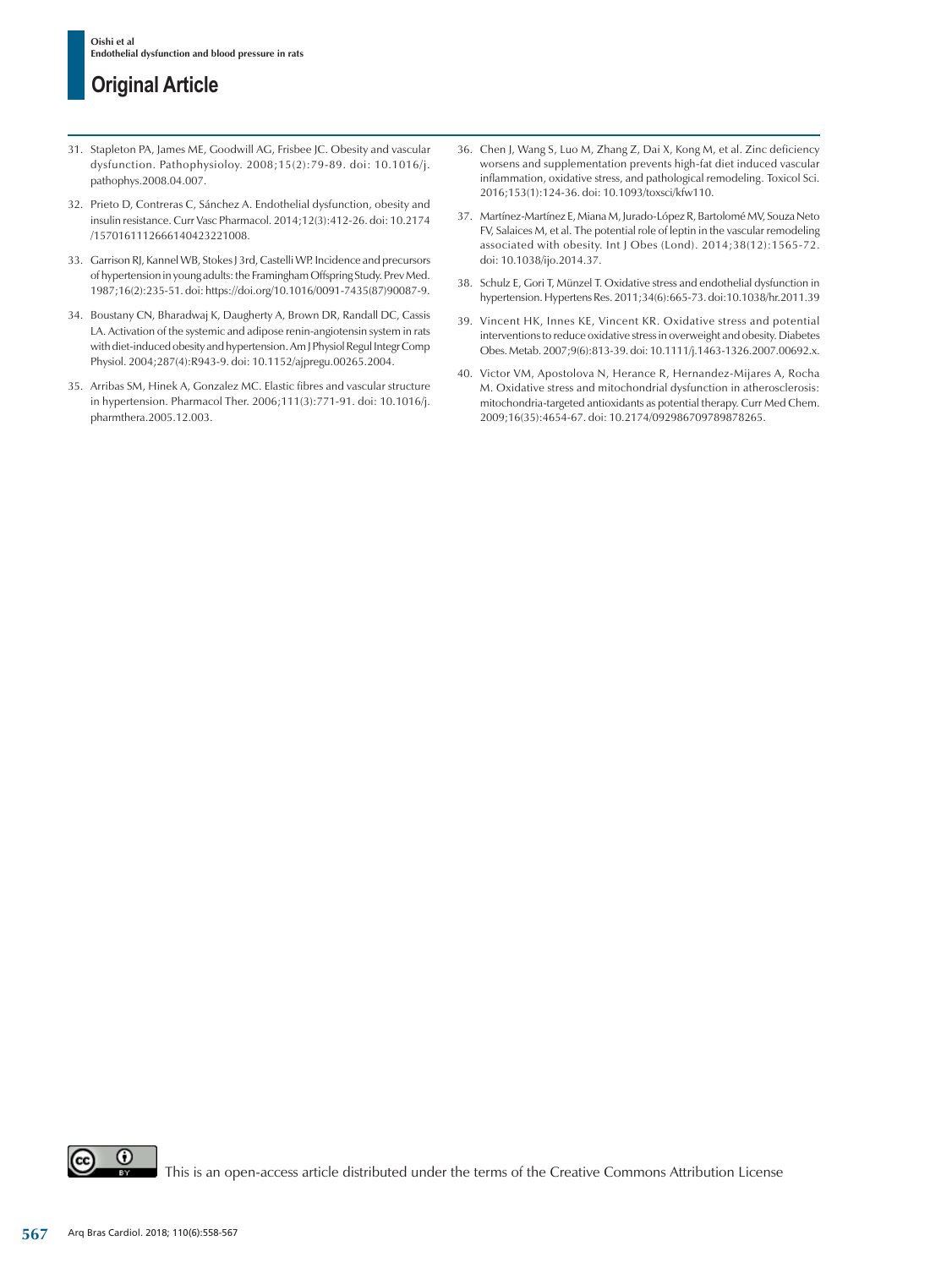31. Stapleton PA, James ME, Goodwill AG, Frisbee JC. Obesity and vascular dysfunction. Pathophysioloy. 2008;15(2):79-89. doi: 10.1016/j.pathophys.2008.04.007.

32. Prieto D, Contreras C, Sánchez A. Endothelial dysfunction, obesity and insulin resistance. Curr Vasc Pharmacol. 2014;12(3):412-26. doi: 10.2174/1570161112666140423221008.

33. Garrison RJ, Kannel WB, Stokes J 3rd, Castelli WP. Incidence and precursors of hypertension in young adults: the Framingham Offspring Study. Prev Med. 1987;16(2):235-51. doi: https://doi.org/10.1016/0091-7435(87)90087-9.

34. Boustany CN, Bharadwaj K, Daugherty A, Brown DR, Randall DC, Cassis LA. Activation of the systemic and adipose renin-angiotensin system in rats with diet-induced obesity and hypertension. Am J Physiol Regul Integr Comp Physiol. 2004;287(4):R943-9. doi: 10.1152/ajpregu.00265.2004.

35. Arribas SM, Hinek A, Gonzalez MC. Elastic fibres and vascular structure in hypertension. Pharmacol Ther. 2006;111(3):771-91. doi: 10.1016/j.pharmthera.2005.12.003.

36. Chen J, Wang S, Luo M, Zhang Z, Dai X, Kong M, et al. Zinc deficiency worsens and supplementation prevents high-fat diet induced vascular inflammation, oxidative stress, and pathological remodeling. Toxicol Sci. 2016;153(1):124-36. doi: 10.1093/toxsci/kfw110.

37. Martínez-Martínez E, Miana M, Jurado-López R, Bartolomé MV, Souza Neto FV, Salaices M, et al. The potential role of leptin in the vascular remodeling associated with obesity. Int J Obes (Lond). 2014;38(12):1565-72. doi: 10.1038/ijo.2014.37.

38. Schulz E, Gori T, Münzel T. Oxidative stress and endothelial dysfunction in hypertension. Hypertens Res. 2011;34(6):665-73. doi:10.1038/hr.2011.39

39. Vincent HK, Innes KE, Vincent KR. Oxidative stress and potential interventions to reduce oxidative stress in overweight and obesity. Diabetes Obes. Metab. 2007;9(6):813-39. doi: 10.1111/j.1463-1326.2007.00692.x.

40. Victor VM, Apostolova N, Herance R, Hernandez-Mijares A, Rocha M. Oxidative stress and mitochondrial dysfunction in atherosclerosis: mitochondria-targeted antioxidants as potential therapy. Curr Med Chem. 2009;16(35):4654-67. doi: 10.2174/092986709789878265.

This is an open-access article distributed under the terms of the Creative Commons Attribution License